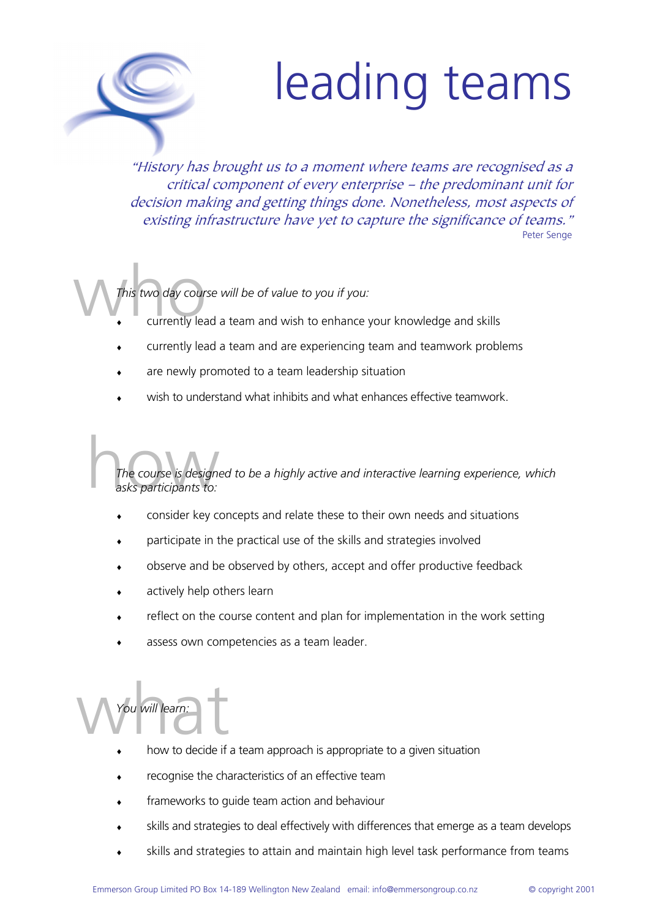# leading teams

*"History has brought us to a moment where teams are recognised as a critical component of every enterprise – the predominant unit for decision making and getting things done. Nonetheless, most aspects of existing infrastructure have yet to capture the significance of teams."*

Peter Senge

## who

*This two day course will be of value to you if you:*

- currently lead a team and wish to enhance your knowledge and skills
- currently lead a team and are experiencing team and teamwork problems
- are newly promoted to a team leadership situation
- wish to understand what inhibits and what enhances effective teamwork.

## how

*The course is designed to be a highly active and interactive learning experience, which asks participants to:*

- consider key concepts and relate these to their own needs and situations
- participate in the practical use of the skills and strategies involved
- observe and be observed by others, accept and offer productive feedback
- actively help others learn
- reflect on the course content and plan for implementation in the work setting
- assess own competencies as a team leader.

## what

*You will learn:*

- how to decide if a team approach is appropriate to a given situation
- recognise the characteristics of an effective team
- frameworks to guide team action and behaviour
- skills and strategies to deal effectively with differences that emerge as a team develops
- skills and strategies to attain and maintain high level task performance from teams

Emmerson Group Limited PO Box 14-189 Wellington New Zealand email: info@emmersongroup.co.nz © copyright 2001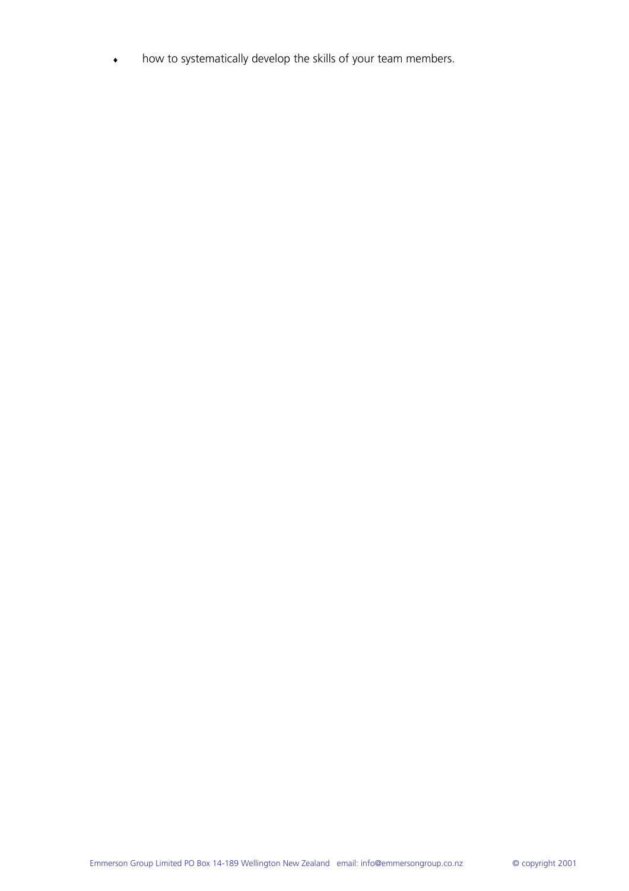- how to systematically develop the skills of your team members.